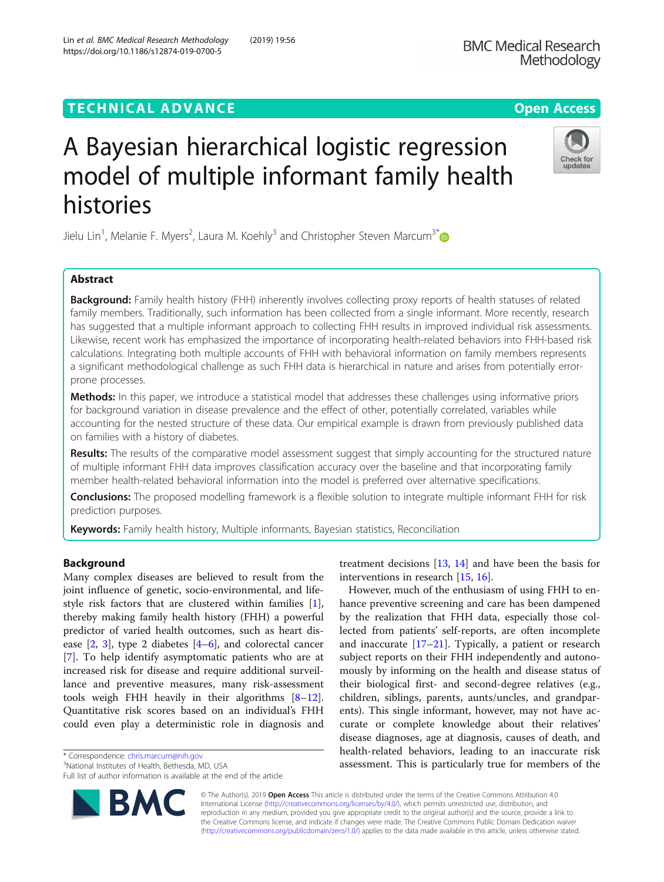TECHNICAL ADVANCE

Open Access

# A Bayesian hierarchical logistic regression model of multiple informant family health histories

Jielu Lin[1], Melanie F. Myers[2], Laura M. Koehly[3] and Christopher Steven Marcum[3*]

## Abstract

**Background:** Family health history (FHH) inherently involves collecting proxy reports of health statuses of related family members. Traditionally, such information has been collected from a single informant. More recently, research has suggested that a multiple informant approach to collecting FHH results in improved individual risk assessments. Likewise, recent work has emphasized the importance of incorporating health-related behaviors into FHH-based risk calculations. Integrating both multiple accounts of FHH with behavioral information on family members represents a significant methodological challenge as such FHH data is hierarchical in nature and arises from potentially error-prone processes.

**Methods:** In this paper, we introduce a statistical model that addresses these challenges using informative priors for background variation in disease prevalence and the effect of other, potentially correlated, variables while accounting for the nested structure of these data. Our empirical example is drawn from previously published data on families with a history of diabetes.

**Results:** The results of the comparative model assessment suggest that simply accounting for the structured nature of multiple informant FHH data improves classification accuracy over the baseline and that incorporating family member health-related behavioral information into the model is preferred over alternative specifications.

**Conclusions:** The proposed modelling framework is a flexible solution to integrate multiple informant FHH for risk prediction purposes.

**Keywords:** Family health history, Multiple informants, Bayesian statistics, Reconciliation

## Background

Many complex diseases are believed to result from the joint influence of genetic, socio-environmental, and lifestyle risk factors that are clustered within families [1], thereby making family health history (FHH) a powerful predictor of varied health outcomes, such as heart disease [2, 3], type 2 diabetes [4–6], and colorectal cancer [7]. To help identify asymptomatic patients who are at increased risk for disease and require additional surveillance and preventive measures, many risk-assessment tools weigh FHH heavily in their algorithms [8–12]. Quantitative risk scores based on an individual's FHH could even play a deterministic role in diagnosis and treatment decisions [13, 14] and have been the basis for interventions in research [15, 16].

However, much of the enthusiasm of using FHH to enhance preventive screening and care has been dampened by the realization that FHH data, especially those collected from patients' self-reports, are often incomplete and inaccurate [17–21]. Typically, a patient or research subject reports on their FHH independently and autonomously by informing on the health and disease status of their biological first- and second-degree relatives (e.g., children, siblings, parents, aunts/uncles, and grandparents). This single informant, however, may not have accurate or complete knowledge about their relatives' disease diagnoses, age at diagnosis, causes of death, and health-related behaviors, leading to an inaccurate risk assessment. This is particularly true for members of the

\* Correspondence: chris.marcum@nih.gov
[3]National Institutes of Health, Bethesda, MD, USA
Full list of author information is available at the end of the article

© The Author(s). 2019 **Open Access** This article is distributed under the terms of the Creative Commons Attribution 4.0 International License (http://creativecommons.org/licenses/by/4.0/), which permits unrestricted use, distribution, and reproduction in any medium, provided you give appropriate credit to the original author(s) and the source, provide a link to the Creative Commons license, and indicate if changes were made. The Creative Commons Public Domain Dedication waiver (http://creativecommons.org/publicdomain/zero/1.0/) applies to the data made available in this article, unless otherwise stated.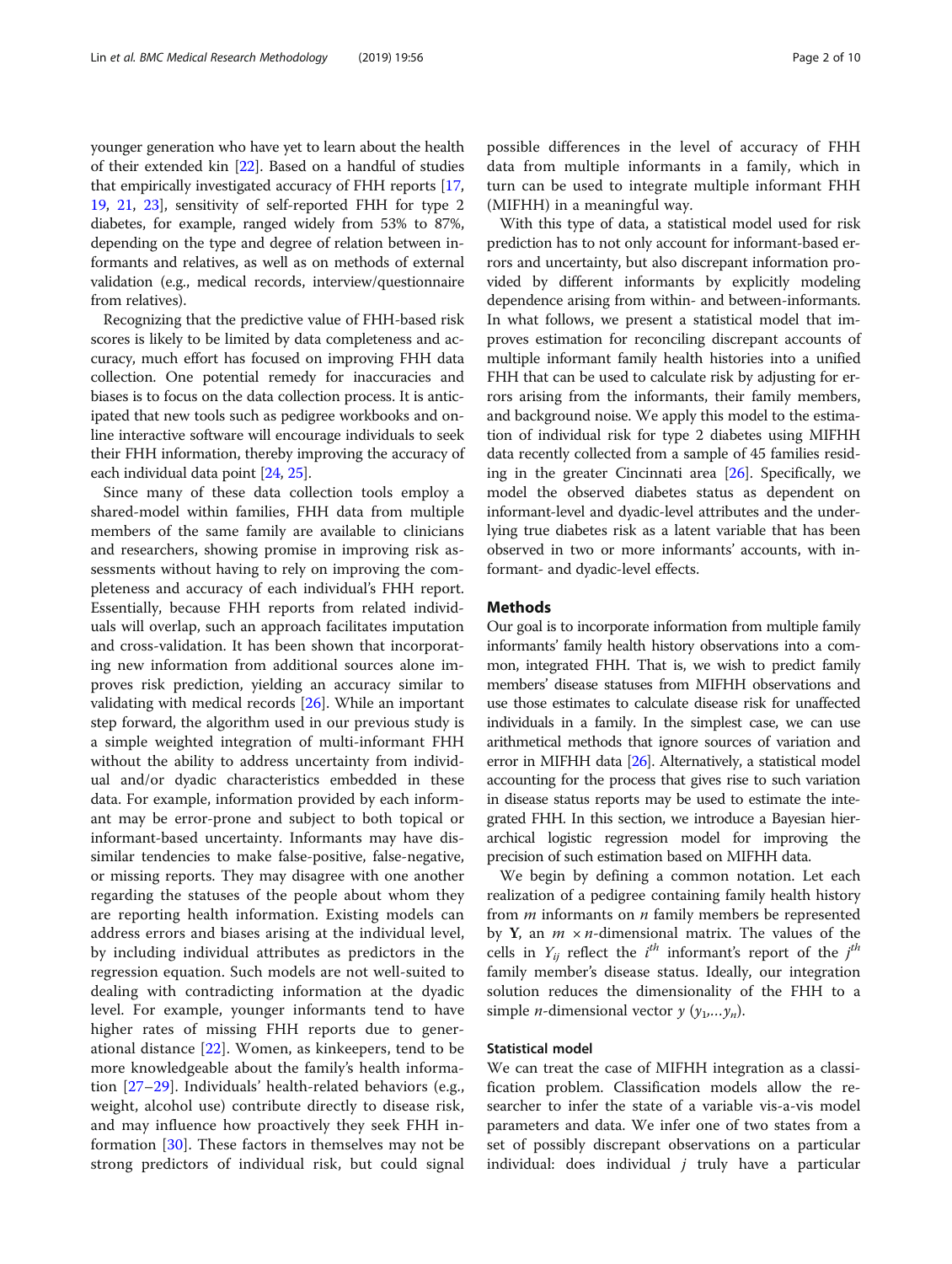younger generation who have yet to learn about the health of their extended kin [22]. Based on a handful of studies that empirically investigated accuracy of FHH reports [17, 19, 21, 23], sensitivity of self-reported FHH for type 2 diabetes, for example, ranged widely from 53% to 87%, depending on the type and degree of relation between informants and relatives, as well as on methods of external validation (e.g., medical records, interview/questionnaire from relatives).

Recognizing that the predictive value of FHH-based risk scores is likely to be limited by data completeness and accuracy, much effort has focused on improving FHH data collection. One potential remedy for inaccuracies and biases is to focus on the data collection process. It is anticipated that new tools such as pedigree workbooks and online interactive software will encourage individuals to seek their FHH information, thereby improving the accuracy of each individual data point [24, 25].

Since many of these data collection tools employ a shared-model within families, FHH data from multiple members of the same family are available to clinicians and researchers, showing promise in improving risk assessments without having to rely on improving the completeness and accuracy of each individual's FHH report. Essentially, because FHH reports from related individuals will overlap, such an approach facilitates imputation and cross-validation. It has been shown that incorporating new information from additional sources alone improves risk prediction, yielding an accuracy similar to validating with medical records [26]. While an important step forward, the algorithm used in our previous study is a simple weighted integration of multi-informant FHH without the ability to address uncertainty from individual and/or dyadic characteristics embedded in these data. For example, information provided by each informant may be error-prone and subject to both topical or informant-based uncertainty. Informants may have dissimilar tendencies to make false-positive, false-negative, or missing reports. They may disagree with one another regarding the statuses of the people about whom they are reporting health information. Existing models can address errors and biases arising at the individual level, by including individual attributes as predictors in the regression equation. Such models are not well-suited to dealing with contradicting information at the dyadic level. For example, younger informants tend to have higher rates of missing FHH reports due to generational distance [22]. Women, as kinkeepers, tend to be more knowledgeable about the family's health information [27–29]. Individuals' health-related behaviors (e.g., weight, alcohol use) contribute directly to disease risk, and may influence how proactively they seek FHH information [30]. These factors in themselves may not be strong predictors of individual risk, but could signal possible differences in the level of accuracy of FHH data from multiple informants in a family, which in turn can be used to integrate multiple informant FHH (MIFHH) in a meaningful way.

With this type of data, a statistical model used for risk prediction has to not only account for informant-based errors and uncertainty, but also discrepant information provided by different informants by explicitly modeling dependence arising from within- and between-informants. In what follows, we present a statistical model that improves estimation for reconciling discrepant accounts of multiple informant family health histories into a unified FHH that can be used to calculate risk by adjusting for errors arising from the informants, their family members, and background noise. We apply this model to the estimation of individual risk for type 2 diabetes using MIFHH data recently collected from a sample of 45 families residing in the greater Cincinnati area [26]. Specifically, we model the observed diabetes status as dependent on informant-level and dyadic-level attributes and the underlying true diabetes risk as a latent variable that has been observed in two or more informants' accounts, with informant- and dyadic-level effects.

## Methods

Our goal is to incorporate information from multiple family informants' family health history observations into a common, integrated FHH. That is, we wish to predict family members' disease statuses from MIFHH observations and use those estimates to calculate disease risk for unaffected individuals in a family. In the simplest case, we can use arithmetical methods that ignore sources of variation and error in MIFHH data [26]. Alternatively, a statistical model accounting for the process that gives rise to such variation in disease status reports may be used to estimate the integrated FHH. In this section, we introduce a Bayesian hierarchical logistic regression model for improving the precision of such estimation based on MIFHH data.

We begin by defining a common notation. Let each realization of a pedigree containing family health history from $m$ informants on $n$ family members be represented by $\mathbf{Y}$, an $m \times n$-dimensional matrix. The values of the cells in $Y_{ij}$ reflect the $i^{th}$ informant's report of the $j^{th}$ family member's disease status. Ideally, our integration solution reduces the dimensionality of the FHH to a simple $n$-dimensional vector $y$ $(y_1,\ldots y_n)$.

### Statistical model

We can treat the case of MIFHH integration as a classification problem. Classification models allow the researcher to infer the state of a variable vis-a-vis model parameters and data. We infer one of two states from a set of possibly discrepant observations on a particular individual: does individual $j$ truly have a particular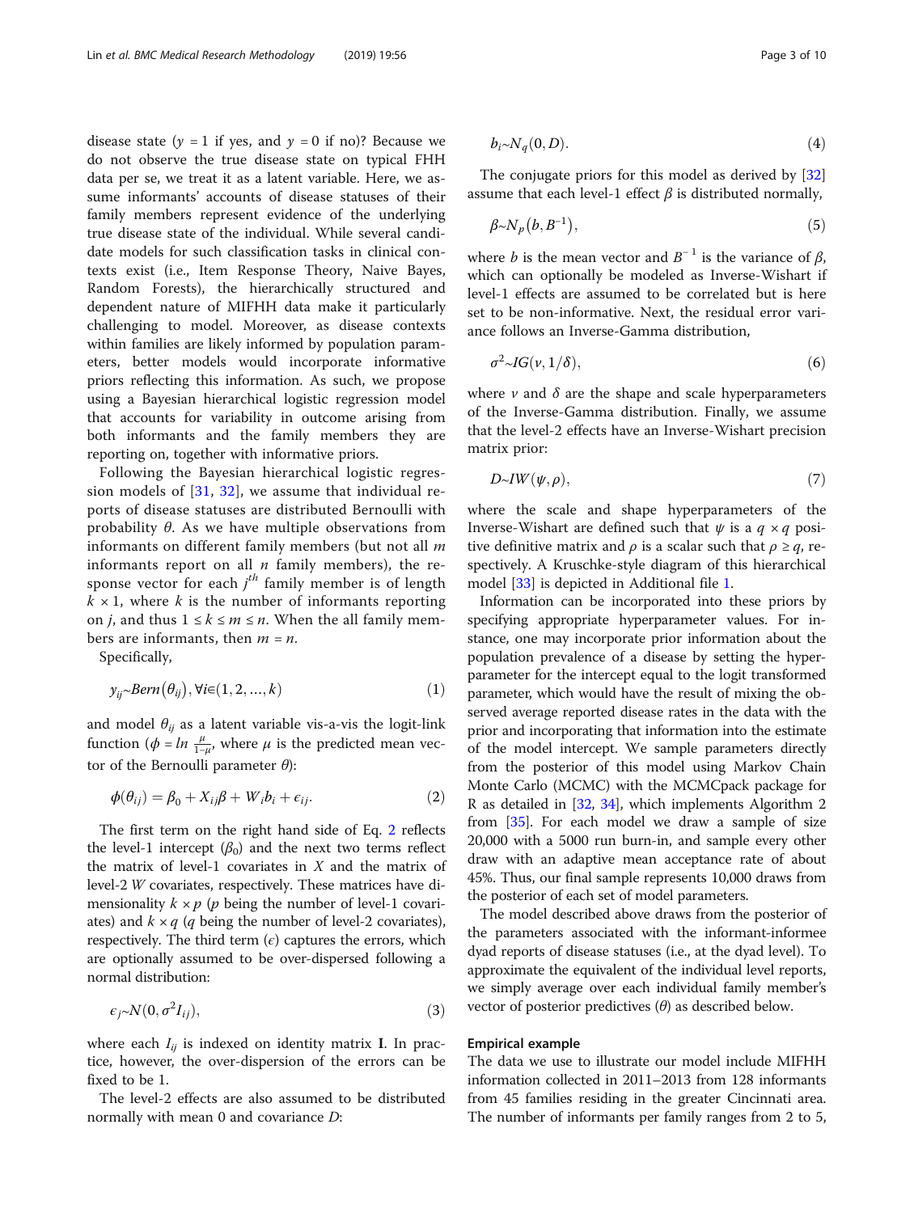disease state ($y = 1$ if yes, and $y = 0$ if no)? Because we do not observe the true disease state on typical FHH data per se, we treat it as a latent variable. Here, we assume informants' accounts of disease statuses of their family members represent evidence of the underlying true disease state of the individual. While several candidate models for such classification tasks in clinical contexts exist (i.e., Item Response Theory, Naive Bayes, Random Forests), the hierarchically structured and dependent nature of MIFHH data make it particularly challenging to model. Moreover, as disease contexts within families are likely informed by population parameters, better models would incorporate informative priors reflecting this information. As such, we propose using a Bayesian hierarchical logistic regression model that accounts for variability in outcome arising from both informants and the family members they are reporting on, together with informative priors.

Following the Bayesian hierarchical logistic regression models of [31, 32], we assume that individual reports of disease statuses are distributed Bernoulli with probability $\theta$. As we have multiple observations from informants on different family members (but not all $m$ informants report on all $n$ family members), the response vector for each $j^{th}$ family member is of length $k \times 1$, where $k$ is the number of informants reporting on $j$, and thus $1 \leq k \leq m \leq n$. When the all family members are informants, then $m = n$.

Specifically,

$$y_{ij} \sim Bern(\theta_{ij}), \forall i \in (1, 2, ..., k) \tag{1}$$

and model $\theta_{ij}$ as a latent variable vis-a-vis the logit-link function ($\phi = ln \frac{\mu}{1-\mu}$, where $\mu$ is the predicted mean vector of the Bernoulli parameter $\theta$):

$$\phi(\theta_{ij}) = \beta_0 + X_{ij}\beta + W_i b_i + \epsilon_{ij}. \tag{2}$$

The first term on the right hand side of Eq. 2 reflects the level-1 intercept ($\beta_0$) and the next two terms reflect the matrix of level-1 covariates in $X$ and the matrix of level-2 $W$ covariates, respectively. These matrices have dimensionality $k \times p$ ($p$ being the number of level-1 covariates) and $k \times q$ ($q$ being the number of level-2 covariates), respectively. The third term ($\epsilon$) captures the errors, which are optionally assumed to be over-dispersed following a normal distribution:

$$\epsilon_j \sim N(0, \sigma^2 I_{ij}), \tag{3}$$

where each $I_{ij}$ is indexed on identity matrix $\mathbf{I}$. In practice, however, the over-dispersion of the errors can be fixed to be 1.

The level-2 effects are also assumed to be distributed normally with mean 0 and covariance $D$:

$$b_i \sim N_q(0, D). \tag{4}$$

The conjugate priors for this model as derived by [32] assume that each level-1 effect $\beta$ is distributed normally,

$$\beta \sim N_p(b, B^{-1}), \tag{5}$$

where $b$ is the mean vector and $B^{-1}$ is the variance of $\beta$, which can optionally be modeled as Inverse-Wishart if level-1 effects are assumed to be correlated but is here set to be non-informative. Next, the residual error variance follows an Inverse-Gamma distribution,

$$\sigma^2 \sim IG(\nu, 1/\delta), \tag{6}$$

where $\nu$ and $\delta$ are the shape and scale hyperparameters of the Inverse-Gamma distribution. Finally, we assume that the level-2 effects have an Inverse-Wishart precision matrix prior:

$$D \sim IW(\psi, \rho), \tag{7}$$

where the scale and shape hyperparameters of the Inverse-Wishart are defined such that $\psi$ is a $q \times q$ positive definitive matrix and $\rho$ is a scalar such that $\rho \geq q$, respectively. A Kruschke-style diagram of this hierarchical model [33] is depicted in Additional file 1.

Information can be incorporated into these priors by specifying appropriate hyperparameter values. For instance, one may incorporate prior information about the population prevalence of a disease by setting the hyperparameter for the intercept equal to the logit transformed parameter, which would have the result of mixing the observed average reported disease rates in the data with the prior and incorporating that information into the estimate of the model intercept. We sample parameters directly from the posterior of this model using Markov Chain Monte Carlo (MCMC) with the MCMCpack package for R as detailed in [32, 34], which implements Algorithm 2 from [35]. For each model we draw a sample of size 20,000 with a 5000 run burn-in, and sample every other draw with an adaptive mean acceptance rate of about 45%. Thus, our final sample represents 10,000 draws from the posterior of each set of model parameters.

The model described above draws from the posterior of the parameters associated with the informant-informee dyad reports of disease statuses (i.e., at the dyad level). To approximate the equivalent of the individual level reports, we simply average over each individual family member's vector of posterior predictives ($\theta$) as described below.

## Empirical example

The data we use to illustrate our model include MIFHH information collected in 2011–2013 from 128 informants from 45 families residing in the greater Cincinnati area. The number of informants per family ranges from 2 to 5,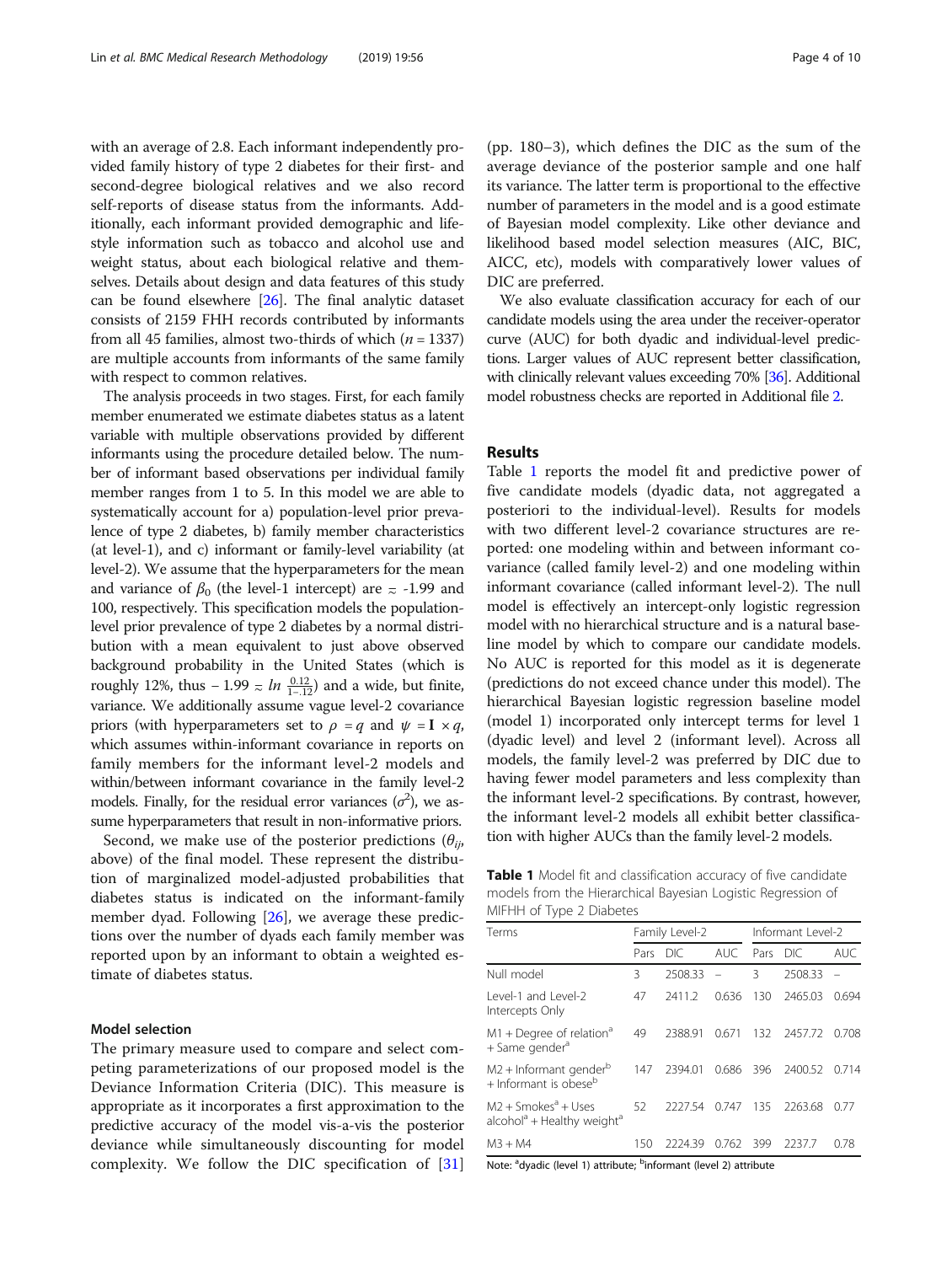with an average of 2.8. Each informant independently provided family history of type 2 diabetes for their first- and second-degree biological relatives and we also record self-reports of disease status from the informants. Additionally, each informant provided demographic and lifestyle information such as tobacco and alcohol use and weight status, about each biological relative and themselves. Details about design and data features of this study can be found elsewhere [26]. The final analytic dataset consists of 2159 FHH records contributed by informants from all 45 families, almost two-thirds of which ($n$ = 1337) are multiple accounts from informants of the same family with respect to common relatives.

The analysis proceeds in two stages. First, for each family member enumerated we estimate diabetes status as a latent variable with multiple observations provided by different informants using the procedure detailed below. The number of informant based observations per individual family member ranges from 1 to 5. In this model we are able to systematically account for a) population-level prior prevalence of type 2 diabetes, b) family member characteristics (at level-1), and c) informant or family-level variability (at level-2). We assume that the hyperparameters for the mean and variance of $\beta_0$ (the level-1 intercept) are $\approx$ -1.99 and 100, respectively. This specification models the population-level prior prevalence of type 2 diabetes by a normal distribution with a mean equivalent to just above observed background probability in the United States (which is roughly 12%, thus $-1.99 \approx ln\ \frac{0.12}{1-.12}$) and a wide, but finite, variance. We additionally assume vague level-2 covariance priors (with hyperparameters set to $\rho = q$ and $\psi = \mathbf{I} \times q$, which assumes within-informant covariance in reports on family members for the informant level-2 models and within/between informant covariance in the family level-2 models. Finally, for the residual error variances ($\sigma^2$), we assume hyperparameters that result in non-informative priors.

Second, we make use of the posterior predictions ($\theta_{ij}$, above) of the final model. These represent the distribution of marginalized model-adjusted probabilities that diabetes status is indicated on the informant-family member dyad. Following [26], we average these predictions over the number of dyads each family member was reported upon by an informant to obtain a weighted estimate of diabetes status.

### Model selection

The primary measure used to compare and select competing parameterizations of our proposed model is the Deviance Information Criteria (DIC). This measure is appropriate as it incorporates a first approximation to the predictive accuracy of the model vis-a-vis the posterior deviance while simultaneously discounting for model complexity. We follow the DIC specification of [31] (pp. 180–3), which defines the DIC as the sum of the average deviance of the posterior sample and one half its variance. The latter term is proportional to the effective number of parameters in the model and is a good estimate of Bayesian model complexity. Like other deviance and likelihood based model selection measures (AIC, BIC, AICC, etc), models with comparatively lower values of DIC are preferred.

We also evaluate classification accuracy for each of our candidate models using the area under the receiver-operator curve (AUC) for both dyadic and individual-level predictions. Larger values of AUC represent better classification, with clinically relevant values exceeding 70% [36]. Additional model robustness checks are reported in Additional file 2.

## Results

Table 1 reports the model fit and predictive power of five candidate models (dyadic data, not aggregated a posteriori to the individual-level). Results for models with two different level-2 covariance structures are reported: one modeling within and between informant covariance (called family level-2) and one modeling within informant covariance (called informant level-2). The null model is effectively an intercept-only logistic regression model with no hierarchical structure and is a natural baseline model by which to compare our candidate models. No AUC is reported for this model as it is degenerate (predictions do not exceed chance under this model). The hierarchical Bayesian logistic regression baseline model (model 1) incorporated only intercept terms for level 1 (dyadic level) and level 2 (informant level). Across all models, the family level-2 was preferred by DIC due to having fewer model parameters and less complexity than the informant level-2 specifications. By contrast, however, the informant level-2 models all exhibit better classification with higher AUCs than the family level-2 models.

**Table 1** Model fit and classification accuracy of five candidate models from the Hierarchical Bayesian Logistic Regression of MIFHH of Type 2 Diabetes

| Terms | Family Level-2 | | | Informant Level-2 | | |
|---|---|---|---|---|---|---|
| | Pars | DIC | AUC | Pars | DIC | AUC |
| Null model | 3 | 2508.33 | – | 3 | 2508.33 | – |
| Level-1 and Level-2 Intercepts Only | 47 | 2411.2 | 0.636 | 130 | 2465.03 | 0.694 |
| M1 + Degree of relation[a] + Same gender[a] | 49 | 2388.91 | 0.671 | 132 | 2457.72 | 0.708 |
| M2 + Informant gender[b] + Informant is obese[b] | 147 | 2394.01 | 0.686 | 396 | 2400.52 | 0.714 |
| M2 + Smokes[a] + Uses alcohol[a] + Healthy weight[a] | 52 | 2227.54 | 0.747 | 135 | 2263.68 | 0.77 |
| M3 + M4 | 150 | 2224.39 | 0.762 | 399 | 2237.7 | 0.78 |

Note: [a]dyadic (level 1) attribute; [b]informant (level 2) attribute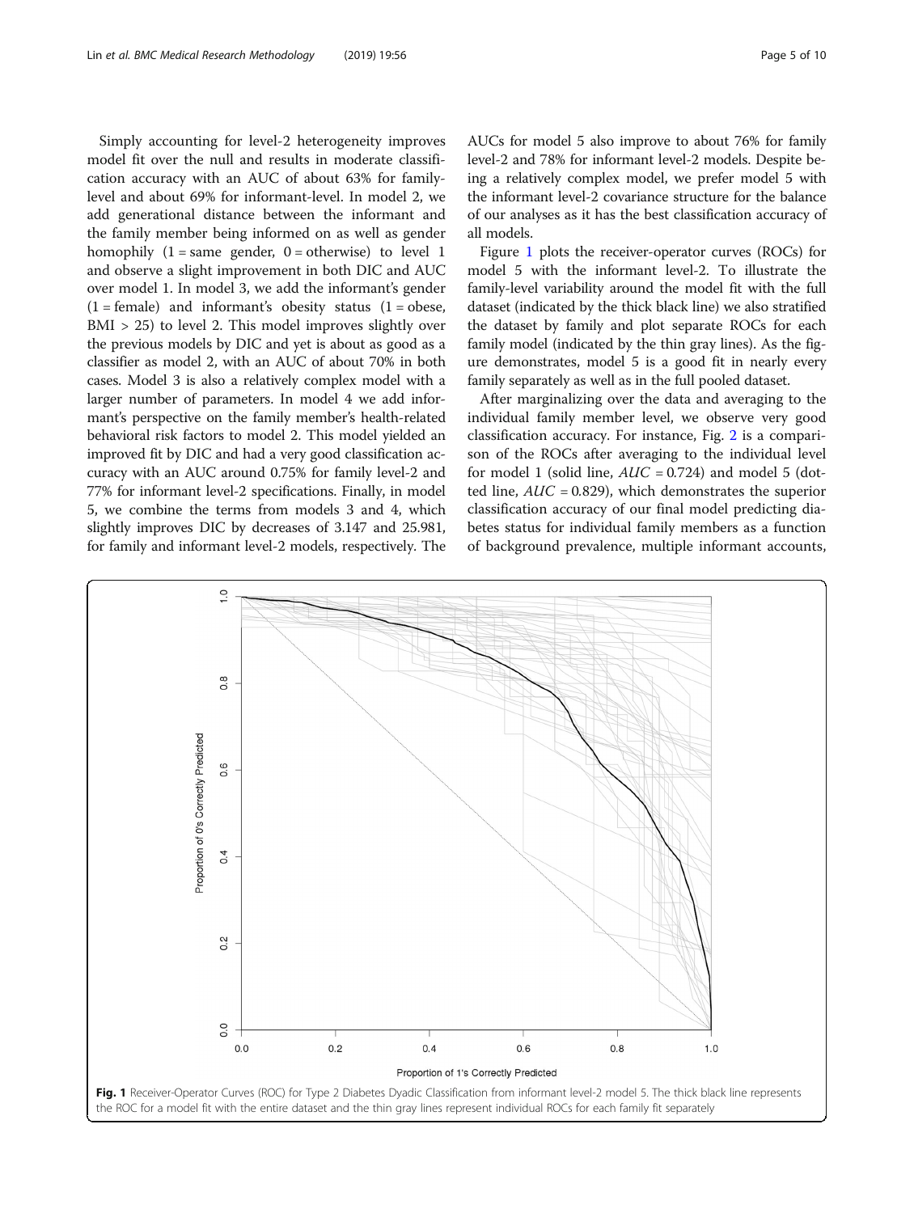Simply accounting for level-2 heterogeneity improves model fit over the null and results in moderate classification accuracy with an AUC of about 63% for family-level and about 69% for informant-level. In model 2, we add generational distance between the informant and the family member being informed on as well as gender homophily (1 = same gender, 0 = otherwise) to level 1 and observe a slight improvement in both DIC and AUC over model 1. In model 3, we add the informant's gender (1 = female) and informant's obesity status (1 = obese, BMI > 25) to level 2. This model improves slightly over the previous models by DIC and yet is about as good as a classifier as model 2, with an AUC of about 70% in both cases. Model 3 is also a relatively complex model with a larger number of parameters. In model 4 we add informant's perspective on the family member's health-related behavioral risk factors to model 2. This model yielded an improved fit by DIC and had a very good classification accuracy with an AUC around 0.75% for family level-2 and 77% for informant level-2 specifications. Finally, in model 5, we combine the terms from models 3 and 4, which slightly improves DIC by decreases of 3.147 and 25.981, for family and informant level-2 models, respectively. The AUCs for model 5 also improve to about 76% for family level-2 and 78% for informant level-2 models. Despite being a relatively complex model, we prefer model 5 with the informant level-2 covariance structure for the balance of our analyses as it has the best classification accuracy of all models.

Figure 1 plots the receiver-operator curves (ROCs) for model 5 with the informant level-2. To illustrate the family-level variability around the model fit with the full dataset (indicated by the thick black line) we also stratified the dataset by family and plot separate ROCs for each family model (indicated by the thin gray lines). As the figure demonstrates, model 5 is a good fit in nearly every family separately as well as in the full pooled dataset.

After marginalizing over the data and averaging to the individual family member level, we observe very good classification accuracy. For instance, Fig. 2 is a comparison of the ROCs after averaging to the individual level for model 1 (solid line, $AUC = 0.724$) and model 5 (dotted line, $AUC = 0.829$), which demonstrates the superior classification accuracy of our final model predicting diabetes status for individual family members as a function of background prevalence, multiple informant accounts,

**Fig. 1** Receiver-Operator Curves (ROC) for Type 2 Diabetes Dyadic Classification from informant level-2 model 5. The thick black line represents the ROC for a model fit with the entire dataset and the thin gray lines represent individual ROCs for each family fit separately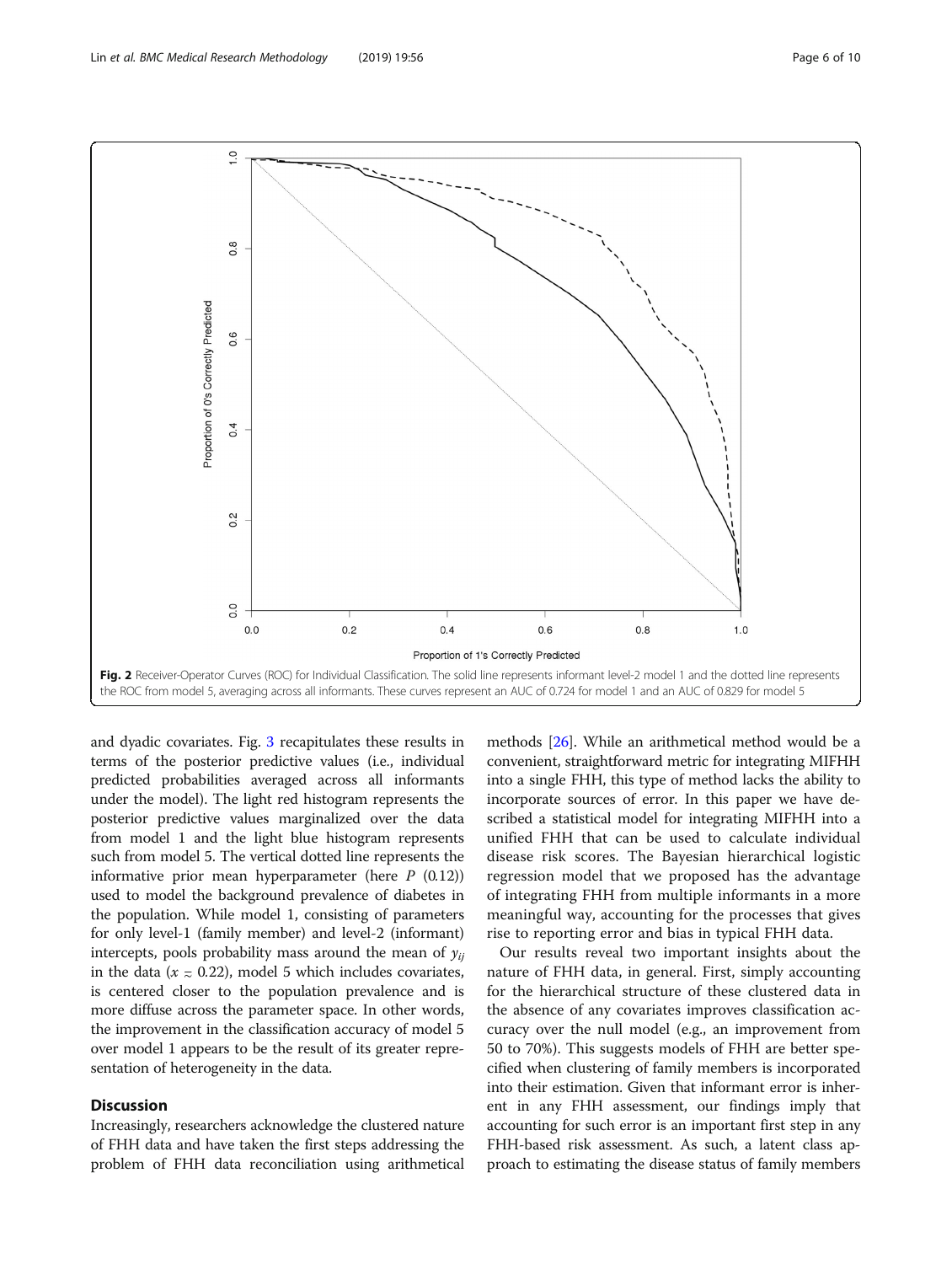Fig. 2 Receiver-Operator Curves (ROC) for Individual Classification. The solid line represents informant level-2 model 1 and the dotted line represents the ROC from model 5, averaging across all informants. These curves represent an AUC of 0.724 for model 1 and an AUC of 0.829 for model 5

and dyadic covariates. Fig. 3 recapitulates these results in terms of the posterior predictive values (i.e., individual predicted probabilities averaged across all informants under the model). The light red histogram represents the posterior predictive values marginalized over the data from model 1 and the light blue histogram represents such from model 5. The vertical dotted line represents the informative prior mean hyperparameter (here $P$ (0.12)) used to model the background prevalence of diabetes in the population. While model 1, consisting of parameters for only level-1 (family member) and level-2 (informant) intercepts, pools probability mass around the mean of $y_{ij}$ in the data ($x \approx 0.22$), model 5 which includes covariates, is centered closer to the population prevalence and is more diffuse across the parameter space. In other words, the improvement in the classification accuracy of model 5 over model 1 appears to be the result of its greater representation of heterogeneity in the data.

## Discussion

Increasingly, researchers acknowledge the clustered nature of FHH data and have taken the first steps addressing the problem of FHH data reconciliation using arithmetical methods [26]. While an arithmetical method would be a convenient, straightforward metric for integrating MIFHH into a single FHH, this type of method lacks the ability to incorporate sources of error. In this paper we have described a statistical model for integrating MIFHH into a unified FHH that can be used to calculate individual disease risk scores. The Bayesian hierarchical logistic regression model that we proposed has the advantage of integrating FHH from multiple informants in a more meaningful way, accounting for the processes that gives rise to reporting error and bias in typical FHH data.

Our results reveal two important insights about the nature of FHH data, in general. First, simply accounting for the hierarchical structure of these clustered data in the absence of any covariates improves classification accuracy over the null model (e.g., an improvement from 50 to 70%). This suggests models of FHH are better specified when clustering of family members is incorporated into their estimation. Given that informant error is inherent in any FHH assessment, our findings imply that accounting for such error is an important first step in any FHH-based risk assessment. As such, a latent class approach to estimating the disease status of family members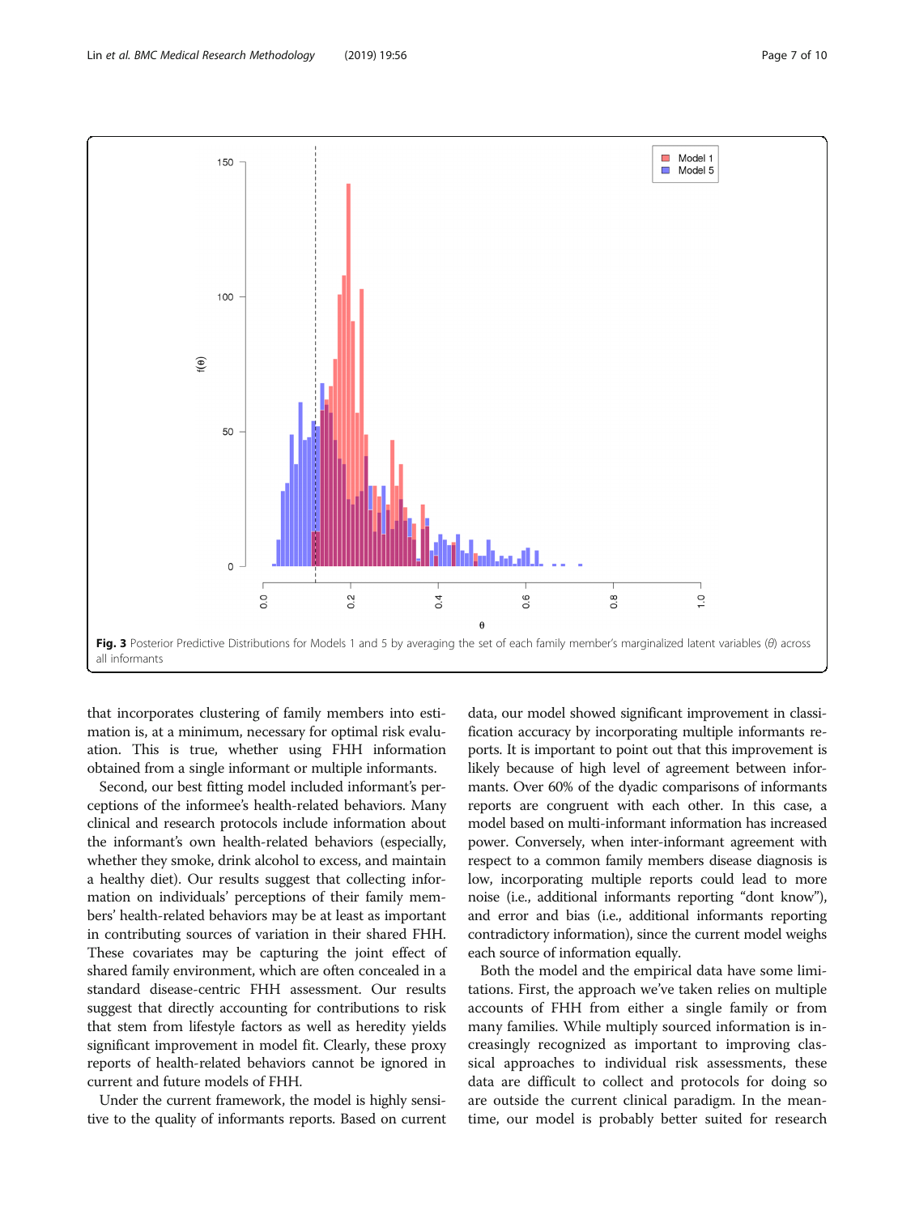Fig. 3 Posterior Predictive Distributions for Models 1 and 5 by averaging the set of each family member's marginalized latent variables ($\theta$) across all informants

that incorporates clustering of family members into estimation is, at a minimum, necessary for optimal risk evaluation. This is true, whether using FHH information obtained from a single informant or multiple informants.

Second, our best fitting model included informant's perceptions of the informee's health-related behaviors. Many clinical and research protocols include information about the informant's own health-related behaviors (especially, whether they smoke, drink alcohol to excess, and maintain a healthy diet). Our results suggest that collecting information on individuals' perceptions of their family members' health-related behaviors may be at least as important in contributing sources of variation in their shared FHH. These covariates may be capturing the joint effect of shared family environment, which are often concealed in a standard disease-centric FHH assessment. Our results suggest that directly accounting for contributions to risk that stem from lifestyle factors as well as heredity yields significant improvement in model fit. Clearly, these proxy reports of health-related behaviors cannot be ignored in current and future models of FHH.

Under the current framework, the model is highly sensitive to the quality of informants reports. Based on current data, our model showed significant improvement in classification accuracy by incorporating multiple informants reports. It is important to point out that this improvement is likely because of high level of agreement between informants. Over 60% of the dyadic comparisons of informants reports are congruent with each other. In this case, a model based on multi-informant information has increased power. Conversely, when inter-informant agreement with respect to a common family members disease diagnosis is low, incorporating multiple reports could lead to more noise (i.e., additional informants reporting "dont know"), and error and bias (i.e., additional informants reporting contradictory information), since the current model weighs each source of information equally.

Both the model and the empirical data have some limitations. First, the approach we've taken relies on multiple accounts of FHH from either a single family or from many families. While multiply sourced information is increasingly recognized as important to improving classical approaches to individual risk assessments, these data are difficult to collect and protocols for doing so are outside the current clinical paradigm. In the meantime, our model is probably better suited for research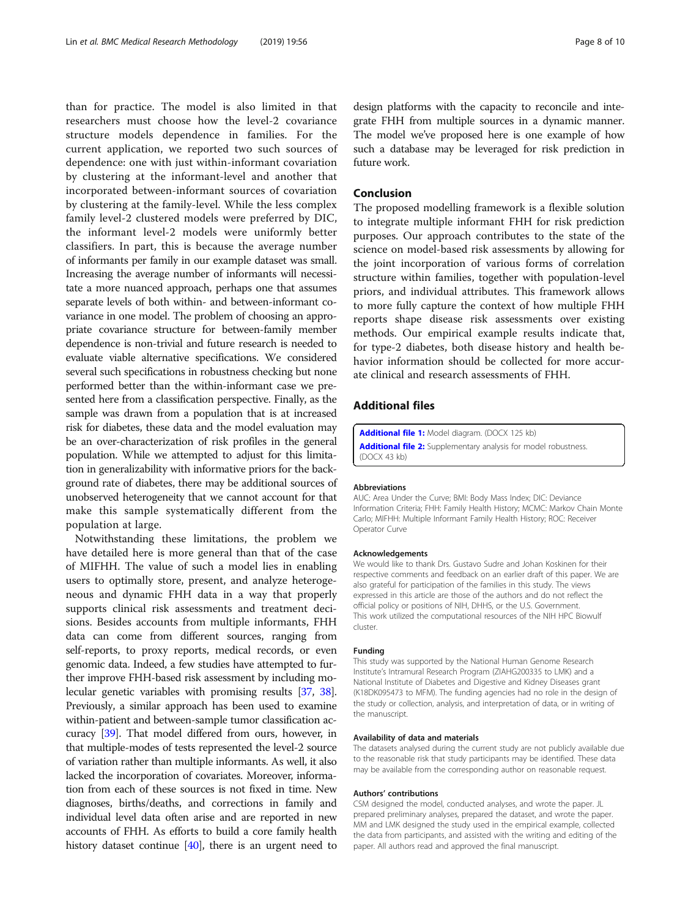than for practice. The model is also limited in that researchers must choose how the level-2 covariance structure models dependence in families. For the current application, we reported two such sources of dependence: one with just within-informant covariation by clustering at the informant-level and another that incorporated between-informant sources of covariation by clustering at the family-level. While the less complex family level-2 clustered models were preferred by DIC, the informant level-2 models were uniformly better classifiers. In part, this is because the average number of informants per family in our example dataset was small. Increasing the average number of informants will necessitate a more nuanced approach, perhaps one that assumes separate levels of both within- and between-informant covariance in one model. The problem of choosing an appropriate covariance structure for between-family member dependence is non-trivial and future research is needed to evaluate viable alternative specifications. We considered several such specifications in robustness checking but none performed better than the within-informant case we presented here from a classification perspective. Finally, as the sample was drawn from a population that is at increased risk for diabetes, these data and the model evaluation may be an over-characterization of risk profiles in the general population. While we attempted to adjust for this limitation in generalizability with informative priors for the background rate of diabetes, there may be additional sources of unobserved heterogeneity that we cannot account for that make this sample systematically different from the population at large.

Notwithstanding these limitations, the problem we have detailed here is more general than that of the case of MIFHH. The value of such a model lies in enabling users to optimally store, present, and analyze heterogeneous and dynamic FHH data in a way that properly supports clinical risk assessments and treatment decisions. Besides accounts from multiple informants, FHH data can come from different sources, ranging from self-reports, to proxy reports, medical records, or even genomic data. Indeed, a few studies have attempted to further improve FHH-based risk assessment by including molecular genetic variables with promising results [37, 38]. Previously, a similar approach has been used to examine within-patient and between-sample tumor classification accuracy [39]. That model differed from ours, however, in that multiple-modes of tests represented the level-2 source of variation rather than multiple informants. As well, it also lacked the incorporation of covariates. Moreover, information from each of these sources is not fixed in time. New diagnoses, births/deaths, and corrections in family and individual level data often arise and are reported in new accounts of FHH. As efforts to build a core family health history dataset continue [40], there is an urgent need to design platforms with the capacity to reconcile and integrate FHH from multiple sources in a dynamic manner. The model we've proposed here is one example of how such a database may be leveraged for risk prediction in future work.

## Conclusion

The proposed modelling framework is a flexible solution to integrate multiple informant FHH for risk prediction purposes. Our approach contributes to the state of the science on model-based risk assessments by allowing for the joint incorporation of various forms of correlation structure within families, together with population-level priors, and individual attributes. This framework allows to more fully capture the context of how multiple FHH reports shape disease risk assessments over existing methods. Our empirical example results indicate that, for type-2 diabetes, both disease history and health behavior information should be collected for more accurate clinical and research assessments of FHH.

## Additional files

**Additional file 1:** Model diagram. (DOCX 125 kb)

**Additional file 2:** Supplementary analysis for model robustness. (DOCX 43 kb)

#### Abbreviations

AUC: Area Under the Curve; BMI: Body Mass Index; DIC: Deviance Information Criteria; FHH: Family Health History; MCMC: Markov Chain Monte Carlo; MIFHH: Multiple Informant Family Health History; ROC: Receiver Operator Curve

#### Acknowledgements

We would like to thank Drs. Gustavo Sudre and Johan Koskinen for their respective comments and feedback on an earlier draft of this paper. We are also grateful for participation of the families in this study. The views expressed in this article are those of the authors and do not reflect the official policy or positions of NIH, DHHS, or the U.S. Government. This work utilized the computational resources of the NIH HPC Biowulf cluster.

#### Funding

This study was supported by the National Human Genome Research Institute's Intramural Research Program (ZIAHG200335 to LMK) and a National Institute of Diabetes and Digestive and Kidney Diseases grant (K18DK095473 to MFM). The funding agencies had no role in the design of the study or collection, analysis, and interpretation of data, or in writing of the manuscript.

#### Availability of data and materials

The datasets analysed during the current study are not publicly available due to the reasonable risk that study participants may be identified. These data may be available from the corresponding author on reasonable request.

#### Authors' contributions

CSM designed the model, conducted analyses, and wrote the paper. JL prepared preliminary analyses, prepared the dataset, and wrote the paper. MM and LMK designed the study used in the empirical example, collected the data from participants, and assisted with the writing and editing of the paper. All authors read and approved the final manuscript.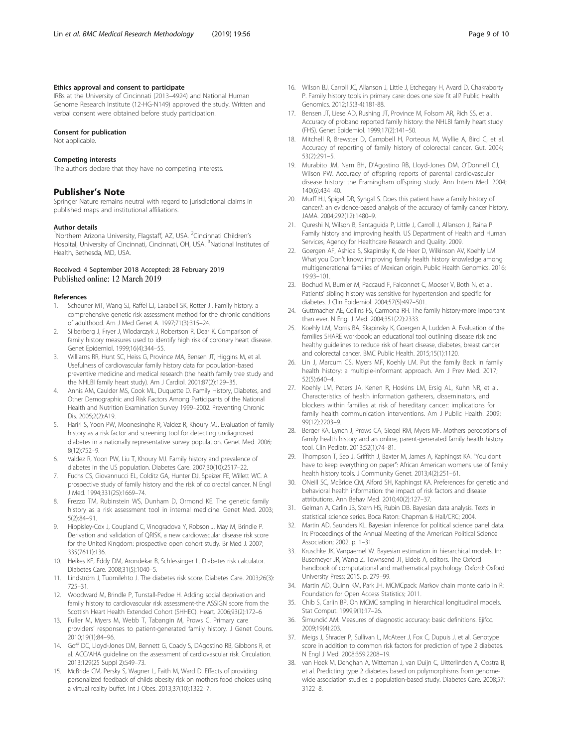#### Ethics approval and consent to participate

IRBs at the University of Cincinnati (2013–4924) and National Human Genome Research Institute (12-HG-N149) approved the study. Written and verbal consent were obtained before study participation.

#### Consent for publication

Not applicable.

#### Competing interests

The authors declare that they have no competing interests.

### Publisher's Note

Springer Nature remains neutral with regard to jurisdictional claims in published maps and institutional affiliations.

#### Author details

[1]Northern Arizona University, Flagstaff, AZ, USA. [2]Cincinnati Children's Hospital, University of Cincinnati, Cincinnati, OH, USA. [3]National Institutes of Health, Bethesda, MD, USA.

Received: 4 September 2018 Accepted: 28 February 2019
Published online: 12 March 2019

#### References

1. Scheuner MT, Wang SJ, Raffel LJ, Larabell SK, Rotter JI. Family history: a comprehensive genetic risk assessment method for the chronic conditions of adulthood. Am J Med Genet A. 1997;71(3):315–24.
2. Silberberg J, Fryer J, Wlodarczyk J, Robertson R, Dear K. Comparison of family history measures used to identify high risk of coronary heart disease. Genet Epidemiol. 1999;16(4):344–55.
3. Williams RR, Hunt SC, Heiss G, Province MA, Bensen JT, Higgins M, et al. Usefulness of cardiovascular family history data for population-based preventive medicine and medical research (the health family tree study and the NHLBI family heart study). Am J Cardiol. 2001;87(2):129–35.
4. Annis AM, Caulder MS, Cook ML, Duquette D. Family History, Diabetes, and Other Demographic and Risk Factors Among Participants of the National Health and Nutrition Examination Survey 1999–2002. Preventing Chronic Dis. 2005;2(2):A19.
5. Hariri S, Yoon PW, Moonesinghe R, Valdez R, Khoury MJ. Evaluation of family history as a risk factor and screening tool for detecting undiagnosed diabetes in a nationally representative survey population. Genet Med. 2006; 8(12):752–9.
6. Valdez R, Yoon PW, Liu T, Khoury MJ. Family history and prevalence of diabetes in the US population. Diabetes Care. 2007;30(10):2517–22.
7. Fuchs CS, Giovannucci EL, Colditz GA, Hunter DJ, Speizer FE, Willett WC. A prospective study of family history and the risk of colorectal cancer. N Engl J Med. 1994;331(25):1669–74.
8. Frezzo TM, Rubinstein WS, Dunham D, Ormond KE. The genetic family history as a risk assessment tool in internal medicine. Genet Med. 2003; 5(2):84–91.
9. Hippisley-Cox J, Coupland C, Vinogradova Y, Robson J, May M, Brindle P. Derivation and validation of QRISK, a new cardiovascular disease risk score for the United Kingdom: prospective open cohort study. Br Med J. 2007; 335(7611):136.
10. Heikes KE, Eddy DM, Arondekar B, Schlessinger L. Diabetes risk calculator. Diabetes Care. 2008;31(5):1040–5.
11. Lindström J, Tuomilehto J. The diabetes risk score. Diabetes Care. 2003;26(3): 725–31.
12. Woodward M, Brindle P, Tunstall-Pedoe H. Adding social deprivation and family history to cardiovascular risk assessment-the ASSIGN score from the Scottish Heart Health Extended Cohort (SHHEC). Heart. 2006;93(2):172–6
13. Fuller M, Myers M, Webb T, Tabangin M, Prows C. Primary care providers' responses to patient-generated family history. J Genet Couns. 2010;19(1):84–96.
14. Goff DC, Lloyd-Jones DM, Bennett G, Coady S, DAgostino RB, Gibbons R, et al. ACC/AHA guideline on the assessment of cardiovascular risk. Circulation. 2013;129(25 Suppl 2):S49–73.
15. McBride CM, Persky S, Wagner L, Faith M, Ward D. Effects of providing personalized feedback of childs obesity risk on mothers food choices using a virtual reality buffet. Int J Obes. 2013;37(10):1322–7.
16. Wilson BJ, Carroll JC, Allanson J, Little J, Etchegary H, Avard D, Chakraborty P. Family history tools in primary care: does one size fit all? Public Health Genomics. 2012;15(3-4):181-88.
17. Bensen JT, Liese AD, Rushing JT, Province M, Folsom AR, Rich SS, et al. Accuracy of proband reported family history: the NHLBI family heart study (FHS). Genet Epidemiol. 1999;17(2):141–50.
18. Mitchell R, Brewster D, Campbell H, Porteous M, Wyllie A, Bird C, et al. Accuracy of reporting of family history of colorectal cancer. Gut. 2004; 53(2):291–5.
19. Murabito JM, Nam BH, D'Agostino RB, Lloyd-Jones DM, O'Donnell CJ, Wilson PW. Accuracy of offspring reports of parental cardiovascular disease history: the Framingham offspring study. Ann Intern Med. 2004; 140(6):434–40.
20. Murff HJ, Spigel DR, Syngal S. Does this patient have a family history of cancer?: an evidence-based analysis of the accuracy of family cancer history. JAMA. 2004;292(12):1480–9.
21. Qureshi N, Wilson B, Santaguida P, Little J, Carroll J, Allanson J, Raina P. Family history and improving health. US Department of Health and Human Services, Agency for Healthcare Research and Quality. 2009.
22. Goergen AF, Ashida S, Skapinsky K, de Heer D, Wilkinson AV, Koehly LM. What you Don't know: improving family health history knowledge among multigenerational families of Mexican origin. Public Health Genomics. 2016; 19:93–101.
23. Bochud M, Burnier M, Paccaud F, Falconnet C, Mooser V, Both N, et al. Patients' sibling history was sensitive for hypertension and specific for diabetes. J Clin Epidemiol. 2004;57(5):497–501.
24. Guttmacher AE, Collins FS, Carmona RH. The family history-more important than ever. N Engl J Med. 2004;351(22):2333.
25. Koehly LM, Morris BA, Skapinsky K, Goergen A, Ludden A. Evaluation of the families SHARE workbook: an educational tool outlining disease risk and healthy guidelines to reduce risk of heart disease, diabetes, breast cancer and colorectal cancer. BMC Public Health. 2015;15(1):1120.
26. Lin J, Marcum CS, Myers MF, Koehly LM. Put the family Back in family health history: a multiple-informant approach. Am J Prev Med. 2017; 52(5):640–4.
27. Koehly LM, Peters JA, Kenen R, Hoskins LM, Ersig AL, Kuhn NR, et al. Characteristics of health information gatherers, disseminators, and blockers within families at risk of hereditary cancer: implications for family health communication interventions. Am J Public Health. 2009; 99(12):2203–9.
28. Berger KA, Lynch J, Prows CA, Siegel RM, Myers MF. Mothers perceptions of family health history and an online, parent-generated family health history tool. Clin Pediatr. 2013;52(1):74–81.
29. Thompson T, Seo J, Griffith J, Baxter M, James A, Kaphingst KA. "You dont have to keep everything on paper": African American womens use of family health history tools. J Community Genet. 2013;4(2):251–61.
30. ONeill SC, McBride CM, Alford SH, Kaphingst KA. Preferences for genetic and behavioral health information: the impact of risk factors and disease attributions. Ann Behav Med. 2010;40(2):127–37.
31. Gelman A, Carlin JB, Stern HS, Rubin DB. Bayesian data analysis. Texts in statistical science series. Boca Raton: Chapman & Hall/CRC; 2004.
32. Martin AD, Saunders KL. Bayesian inference for political science panel data. In: Proceedings of the Annual Meeting of the American Political Science Association; 2002. p. 1–31.
33. Kruschke JK, Vanpaemel W. Bayesian estimation in hierarchical models. In: Busemeyer JR, Wang Z, Townsend JT, Eidels A, editors. The Oxford handbook of computational and mathematical psychology. Oxford: Oxford University Press; 2015. p. 279–99.
34. Martin AD, Quinn KM, Park JH. MCMCpack: Markov chain monte carlo in R: Foundation for Open Access Statistics; 2011.
35. Chib S, Carlin BP. On MCMC sampling in hierarchical longitudinal models. Stat Comput. 1999;9(1):17–26.
36. Šimundić AM. Measures of diagnostic accuracy: basic definitions. Ejifcc. 2009;19(4):203.
37. Meigs J, Shrader P, Sullivan L, McAteer J, Fox C, Dupuis J, et al. Genotype score in addition to common risk factors for prediction of type 2 diabetes. N Engl J Med. 2008;359:2208–19.
38. van Hoek M, Dehghan A, Witteman J, van Duijn C, Uitterlinden A, Oostra B, et al. Predicting type 2 diabetes based on polymorphisms from genome-wide association studies: a population-based study. Diabetes Care. 2008;57: 3122–8.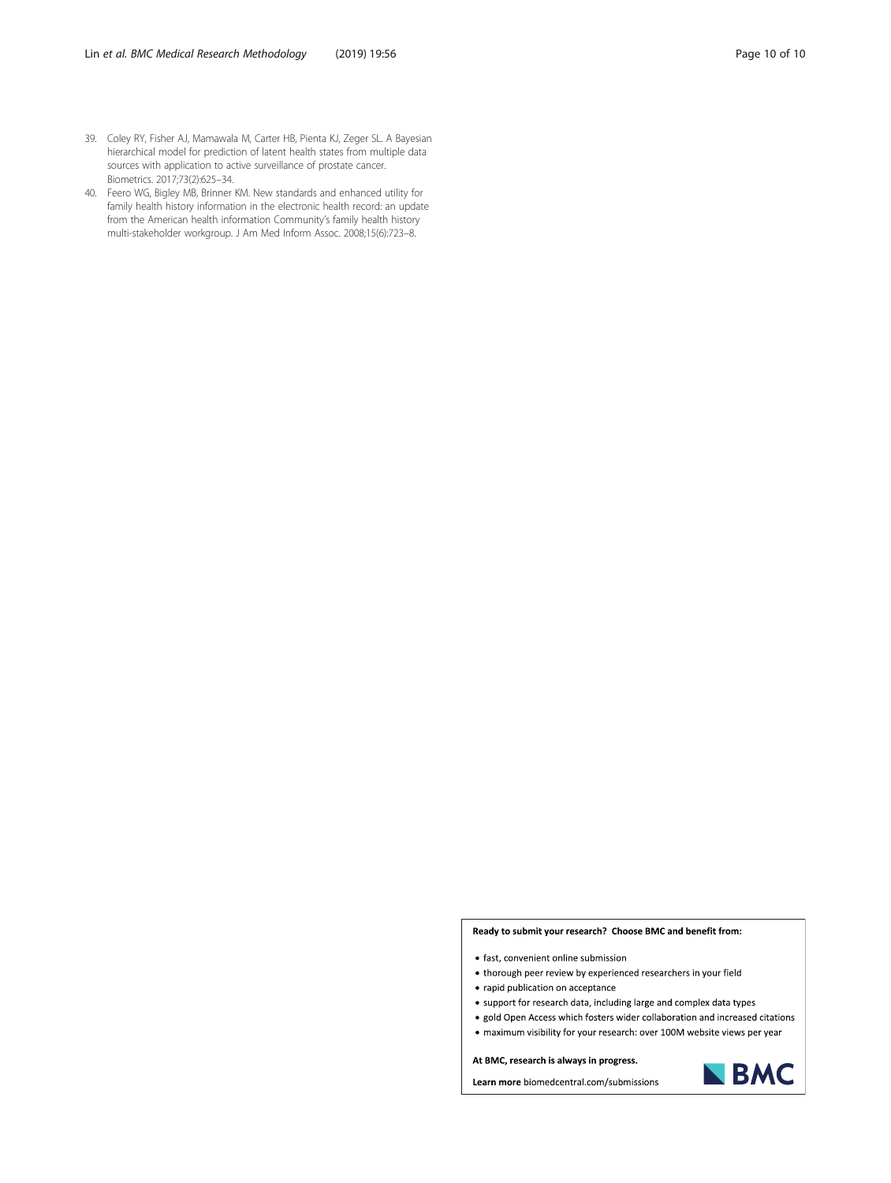39. Coley RY, Fisher AJ, Mamawala M, Carter HB, Pienta KJ, Zeger SL. A Bayesian hierarchical model for prediction of latent health states from multiple data sources with application to active surveillance of prostate cancer. Biometrics. 2017;73(2):625–34.
40. Feero WG, Bigley MB, Brinner KM. New standards and enhanced utility for family health history information in the electronic health record: an update from the American health information Community's family health history multi-stakeholder workgroup. J Am Med Inform Assoc. 2008;15(6):723–8.

**Ready to submit your research? Choose BMC and benefit from:**

- fast, convenient online submission
- thorough peer review by experienced researchers in your field
- rapid publication on acceptance
- support for research data, including large and complex data types
- gold Open Access which fosters wider collaboration and increased citations
- maximum visibility for your research: over 100M website views per year

**At BMC, research is always in progress.**

**Learn more** biomedcentral.com/submissions

BMC